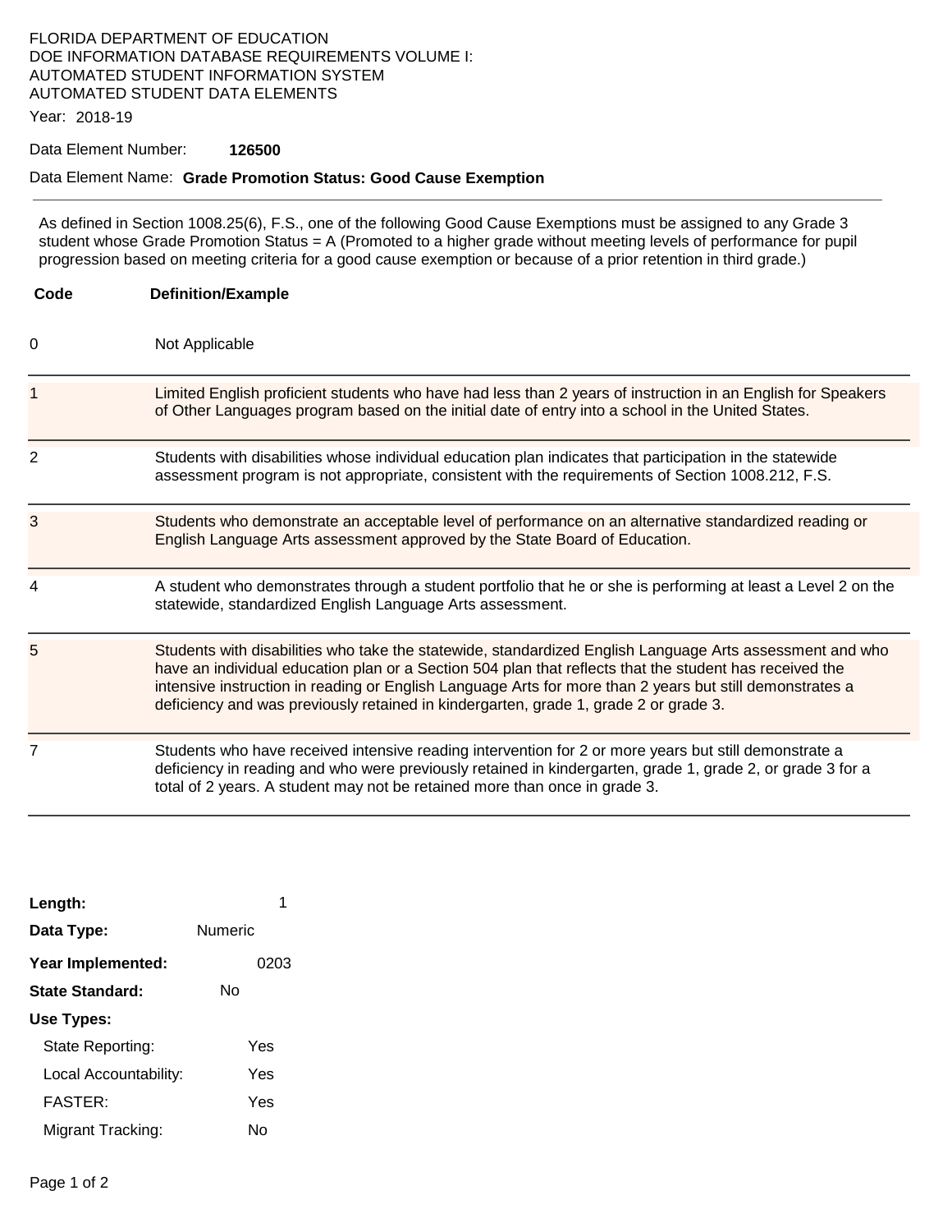FLORIDA DEPARTMENT OF EDUCATION
DOE INFORMATION DATABASE REQUIREMENTS VOLUME I:
AUTOMATED STUDENT INFORMATION SYSTEM
AUTOMATED STUDENT DATA ELEMENTS

Year: 2018-19

Data Element Number: **126500**

Data Element Name: **Grade Promotion Status: Good Cause Exemption**

---

As defined in Section 1008.25(6), F.S., one of the following Good Cause Exemptions must be assigned to any Grade 3 student whose Grade Promotion Status = A (Promoted to a higher grade without meeting levels of performance for pupil progression based on meeting criteria for a good cause exemption or because of a prior retention in third grade.)

| Code | Definition/Example |
|---|---|
| 0 | Not Applicable |
| 1 | Limited English proficient students who have had less than 2 years of instruction in an English for Speakers of Other Languages program based on the initial date of entry into a school in the United States. |
| 2 | Students with disabilities whose individual education plan indicates that participation in the statewide assessment program is not appropriate, consistent with the requirements of Section 1008.212, F.S. |
| 3 | Students who demonstrate an acceptable level of performance on an alternative standardized reading or English Language Arts assessment approved by the State Board of Education. |
| 4 | A student who demonstrates through a student portfolio that he or she is performing at least a Level 2 on the statewide, standardized English Language Arts assessment. |
| 5 | Students with disabilities who take the statewide, standardized English Language Arts assessment and who have an individual education plan or a Section 504 plan that reflects that the student has received the intensive instruction in reading or English Language Arts for more than 2 years but still demonstrates a deficiency and was previously retained in kindergarten, grade 1, grade 2 or grade 3. |
| 7 | Students who have received intensive reading intervention for 2 or more years but still demonstrate a deficiency in reading and who were previously retained in kindergarten, grade 1, grade 2, or grade 3 for a total of 2 years. A student may not be retained more than once in grade 3. |

**Length:** 1

**Data Type:** Numeric

**Year Implemented:** 0203

**State Standard:** No

**Use Types:**

- State Reporting: Yes
- Local Accountability: Yes
- FASTER: Yes
- Migrant Tracking: No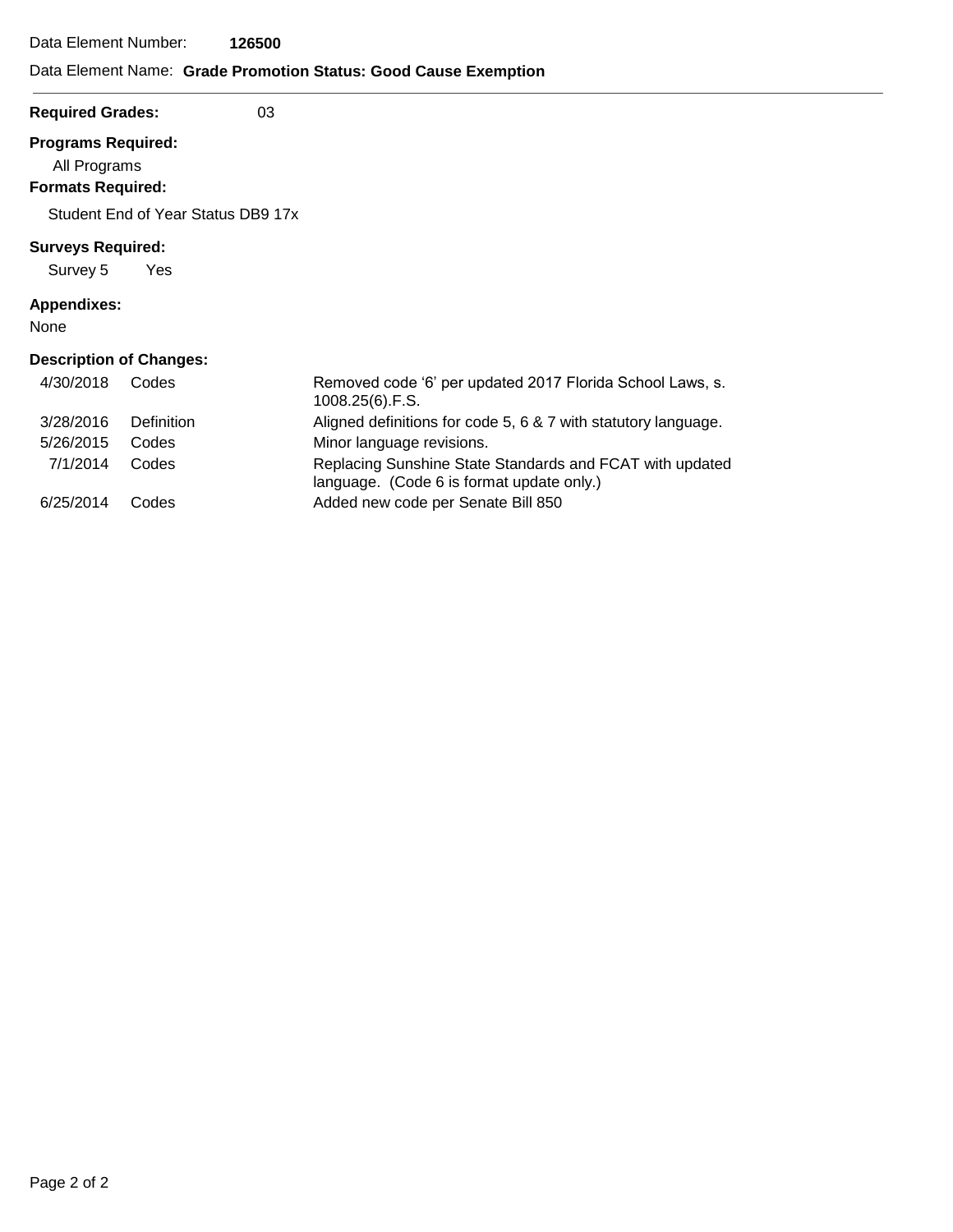Data Element Number: **126500**

Data Element Name: **Grade Promotion Status: Good Cause Exemption**

---

**Required Grades:** 03

**Programs Required:**

All Programs

**Formats Required:**

Student End of Year Status DB9 17x

**Surveys Required:**

Survey 5 Yes

**Appendixes:**

None

**Description of Changes:**

| | | |
|---|---|---|
| 4/30/2018 | Codes | Removed code '6' per updated 2017 Florida School Laws, s. 1008.25(6).F.S. |
| 3/28/2016 | Definition | Aligned definitions for code 5, 6 & 7 with statutory language. |
| 5/26/2015 | Codes | Minor language revisions. |
| 7/1/2014 | Codes | Replacing Sunshine State Standards and FCAT with updated language. (Code 6 is format update only.) |
| 6/25/2014 | Codes | Added new code per Senate Bill 850 |